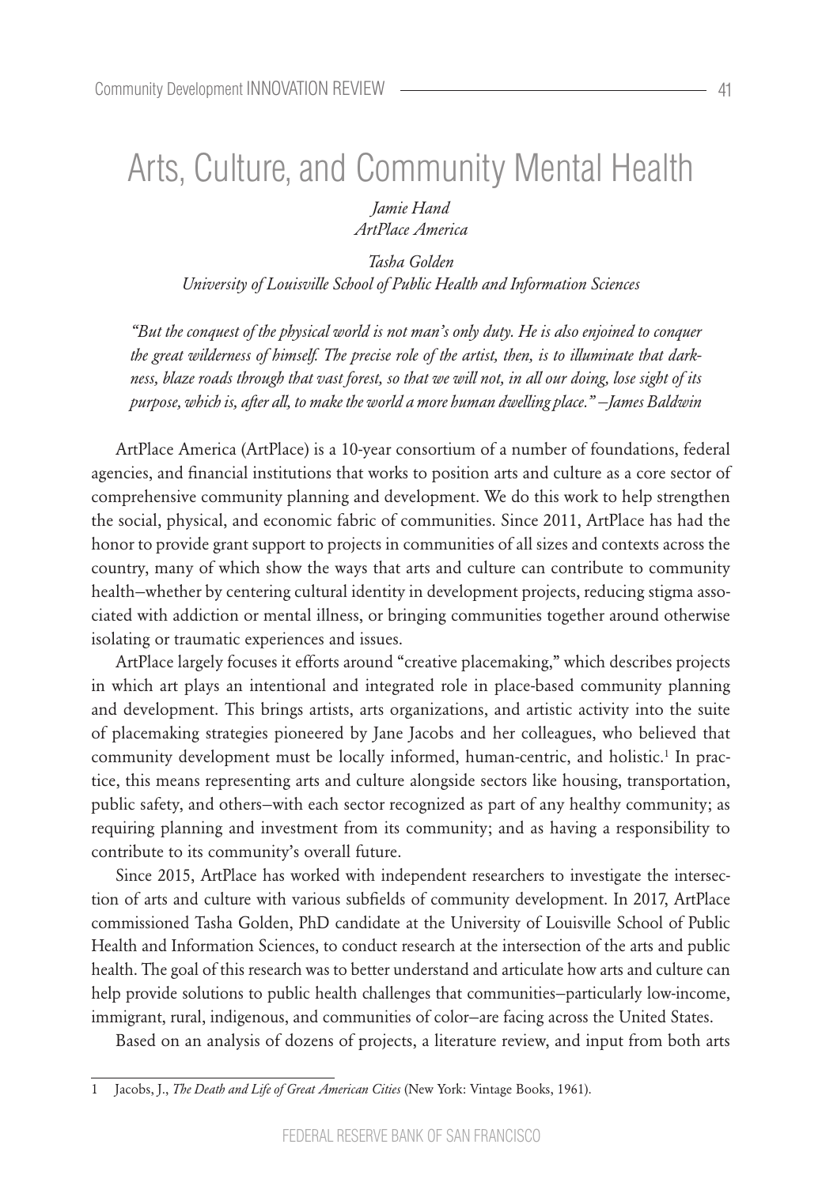# Arts, Culture, and Community Mental Health

*Jamie Hand*
*ArtPlace America*

*Tasha Golden*
*University of Louisville School of Public Health and Information Sciences*

*"But the conquest of the physical world is not man's only duty. He is also enjoined to conquer the great wilderness of himself. The precise role of the artist, then, is to illuminate that darkness, blaze roads through that vast forest, so that we will not, in all our doing, lose sight of its purpose, which is, after all, to make the world a more human dwelling place." –James Baldwin*

ArtPlace America (ArtPlace) is a 10-year consortium of a number of foundations, federal agencies, and financial institutions that works to position arts and culture as a core sector of comprehensive community planning and development. We do this work to help strengthen the social, physical, and economic fabric of communities. Since 2011, ArtPlace has had the honor to provide grant support to projects in communities of all sizes and contexts across the country, many of which show the ways that arts and culture can contribute to community health–whether by centering cultural identity in development projects, reducing stigma associated with addiction or mental illness, or bringing communities together around otherwise isolating or traumatic experiences and issues.

ArtPlace largely focuses it efforts around "creative placemaking," which describes projects in which art plays an intentional and integrated role in place-based community planning and development. This brings artists, arts organizations, and artistic activity into the suite of placemaking strategies pioneered by Jane Jacobs and her colleagues, who believed that community development must be locally informed, human-centric, and holistic.[1] In practice, this means representing arts and culture alongside sectors like housing, transportation, public safety, and others–with each sector recognized as part of any healthy community; as requiring planning and investment from its community; and as having a responsibility to contribute to its community's overall future.

Since 2015, ArtPlace has worked with independent researchers to investigate the intersection of arts and culture with various subfields of community development. In 2017, ArtPlace commissioned Tasha Golden, PhD candidate at the University of Louisville School of Public Health and Information Sciences, to conduct research at the intersection of the arts and public health. The goal of this research was to better understand and articulate how arts and culture can help provide solutions to public health challenges that communities–particularly low-income, immigrant, rural, indigenous, and communities of color–are facing across the United States.

Based on an analysis of dozens of projects, a literature review, and input from both arts

---

1 Jacobs, J., *The Death and Life of Great American Cities* (New York: Vintage Books, 1961).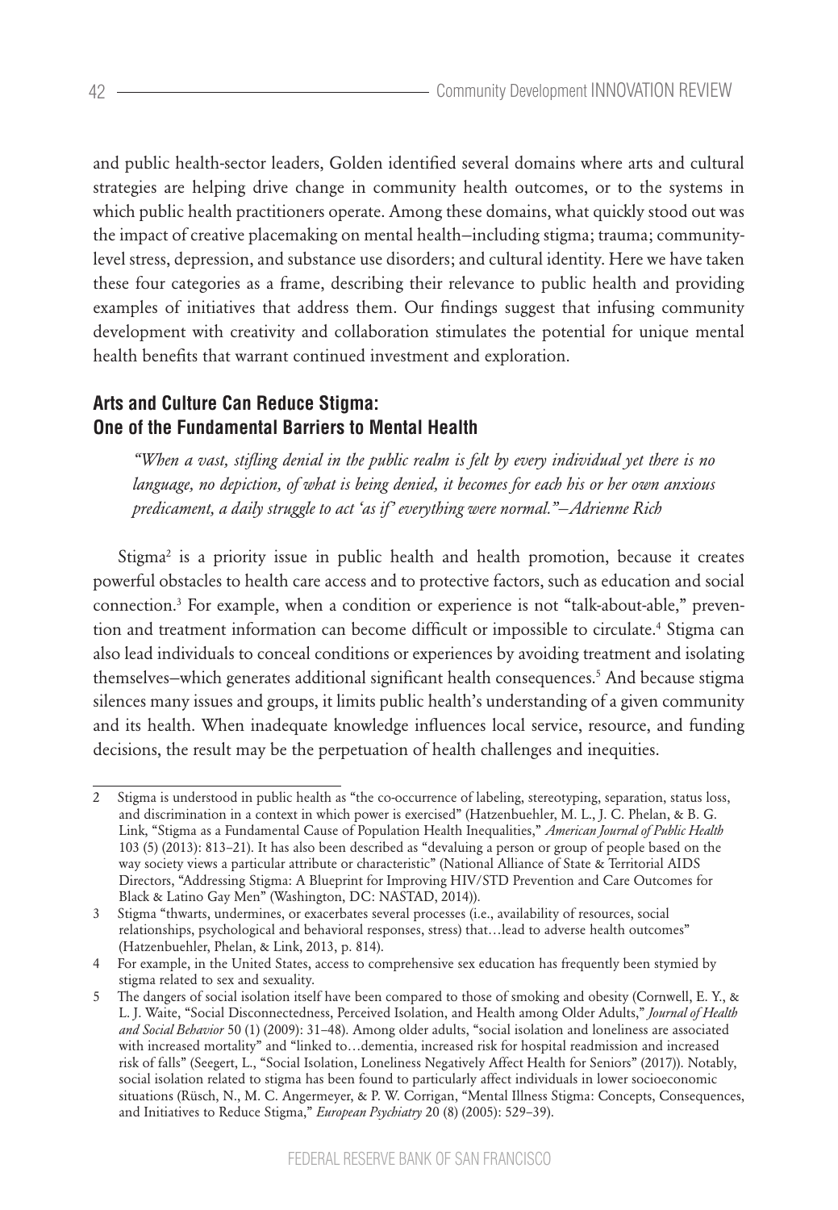and public health-sector leaders, Golden identified several domains where arts and cultural strategies are helping drive change in community health outcomes, or to the systems in which public health practitioners operate. Among these domains, what quickly stood out was the impact of creative placemaking on mental health—including stigma; trauma; community-level stress, depression, and substance use disorders; and cultural identity. Here we have taken these four categories as a frame, describing their relevance to public health and providing examples of initiatives that address them. Our findings suggest that infusing community development with creativity and collaboration stimulates the potential for unique mental health benefits that warrant continued investment and exploration.

## Arts and Culture Can Reduce Stigma: One of the Fundamental Barriers to Mental Health

> *"When a vast, stifling denial in the public realm is felt by every individual yet there is no language, no depiction, of what is being denied, it becomes for each his or her own anxious predicament, a daily struggle to act 'as if' everything were normal."—Adrienne Rich*

Stigma[2] is a priority issue in public health and health promotion, because it creates powerful obstacles to health care access and to protective factors, such as education and social connection.[3] For example, when a condition or experience is not "talk-about-able," prevention and treatment information can become difficult or impossible to circulate.[4] Stigma can also lead individuals to conceal conditions or experiences by avoiding treatment and isolating themselves—which generates additional significant health consequences.[5] And because stigma silences many issues and groups, it limits public health's understanding of a given community and its health. When inadequate knowledge influences local service, resource, and funding decisions, the result may be the perpetuation of health challenges and inequities.

---

2 Stigma is understood in public health as "the co-occurrence of labeling, stereotyping, separation, status loss, and discrimination in a context in which power is exercised" (Hatzenbuehler, M. L., J. C. Phelan, & B. G. Link, "Stigma as a Fundamental Cause of Population Health Inequalities," *American Journal of Public Health* 103 (5) (2013): 813–21). It has also been described as "devaluing a person or group of people based on the way society views a particular attribute or characteristic" (National Alliance of State & Territorial AIDS Directors, "Addressing Stigma: A Blueprint for Improving HIV/STD Prevention and Care Outcomes for Black & Latino Gay Men" (Washington, DC: NASTAD, 2014)).

3 Stigma "thwarts, undermines, or exacerbates several processes (i.e., availability of resources, social relationships, psychological and behavioral responses, stress) that…lead to adverse health outcomes" (Hatzenbuehler, Phelan, & Link, 2013, p. 814).

4 For example, in the United States, access to comprehensive sex education has frequently been stymied by stigma related to sex and sexuality.

5 The dangers of social isolation itself have been compared to those of smoking and obesity (Cornwell, E. Y., & L. J. Waite, "Social Disconnectedness, Perceived Isolation, and Health among Older Adults," *Journal of Health and Social Behavior* 50 (1) (2009): 31–48). Among older adults, "social isolation and loneliness are associated with increased mortality" and "linked to…dementia, increased risk for hospital readmission and increased risk of falls" (Seegert, L., "Social Isolation, Loneliness Negatively Affect Health for Seniors" (2017)). Notably, social isolation related to stigma has been found to particularly affect individuals in lower socioeconomic situations (Rüsch, N., M. C. Angermeyer, & P. W. Corrigan, "Mental Illness Stigma: Concepts, Consequences, and Initiatives to Reduce Stigma," *European Psychiatry* 20 (8) (2005): 529–39).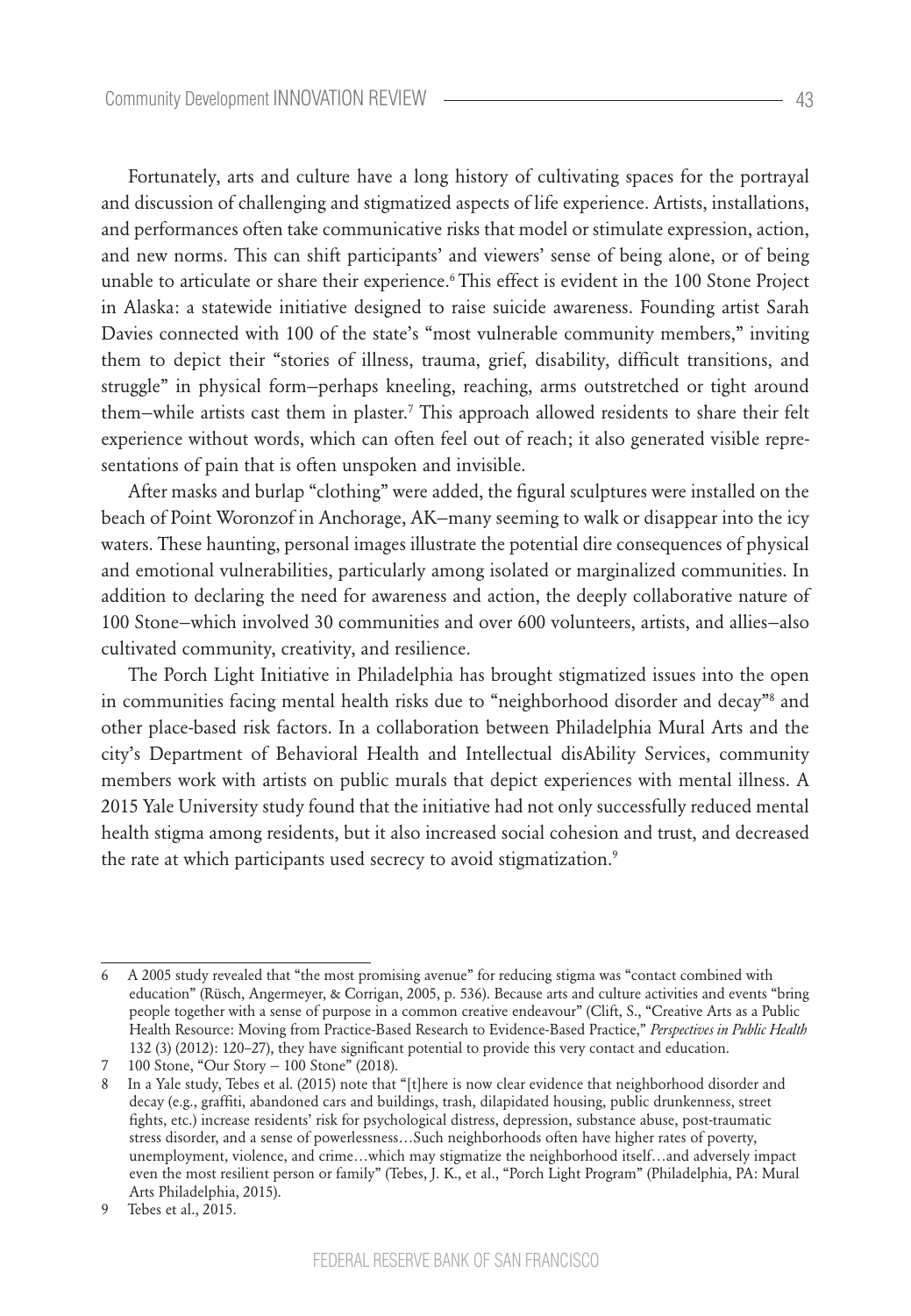Fortunately, arts and culture have a long history of cultivating spaces for the portrayal and discussion of challenging and stigmatized aspects of life experience. Artists, installations, and performances often take communicative risks that model or stimulate expression, action, and new norms. This can shift participants' and viewers' sense of being alone, or of being unable to articulate or share their experience.[6] This effect is evident in the 100 Stone Project in Alaska: a statewide initiative designed to raise suicide awareness. Founding artist Sarah Davies connected with 100 of the state's "most vulnerable community members," inviting them to depict their "stories of illness, trauma, grief, disability, difficult transitions, and struggle" in physical form—perhaps kneeling, reaching, arms outstretched or tight around them—while artists cast them in plaster.[7] This approach allowed residents to share their felt experience without words, which can often feel out of reach; it also generated visible representations of pain that is often unspoken and invisible.

After masks and burlap "clothing" were added, the figural sculptures were installed on the beach of Point Woronzof in Anchorage, AK—many seeming to walk or disappear into the icy waters. These haunting, personal images illustrate the potential dire consequences of physical and emotional vulnerabilities, particularly among isolated or marginalized communities. In addition to declaring the need for awareness and action, the deeply collaborative nature of 100 Stone—which involved 30 communities and over 600 volunteers, artists, and allies—also cultivated community, creativity, and resilience.

The Porch Light Initiative in Philadelphia has brought stigmatized issues into the open in communities facing mental health risks due to "neighborhood disorder and decay"[8] and other place-based risk factors. In a collaboration between Philadelphia Mural Arts and the city's Department of Behavioral Health and Intellectual disAbility Services, community members work with artists on public murals that depict experiences with mental illness. A 2015 Yale University study found that the initiative had not only successfully reduced mental health stigma among residents, but it also increased social cohesion and trust, and decreased the rate at which participants used secrecy to avoid stigmatization.[9]

---

6 A 2005 study revealed that "the most promising avenue" for reducing stigma was "contact combined with education" (Rüsch, Angermeyer, & Corrigan, 2005, p. 536). Because arts and culture activities and events "bring people together with a sense of purpose in a common creative endeavour" (Clift, S., "Creative Arts as a Public Health Resource: Moving from Practice-Based Research to Evidence-Based Practice," *Perspectives in Public Health* 132 (3) (2012): 120–27), they have significant potential to provide this very contact and education.

7 100 Stone, "Our Story – 100 Stone" (2018).

8 In a Yale study, Tebes et al. (2015) note that "[t]here is now clear evidence that neighborhood disorder and decay (e.g., graffiti, abandoned cars and buildings, trash, dilapidated housing, public drunkenness, street fights, etc.) increase residents' risk for psychological distress, depression, substance abuse, post-traumatic stress disorder, and a sense of powerlessness…Such neighborhoods often have higher rates of poverty, unemployment, violence, and crime…which may stigmatize the neighborhood itself…and adversely impact even the most resilient person or family" (Tebes, J. K., et al., "Porch Light Program" (Philadelphia, PA: Mural Arts Philadelphia, 2015).

9 Tebes et al., 2015.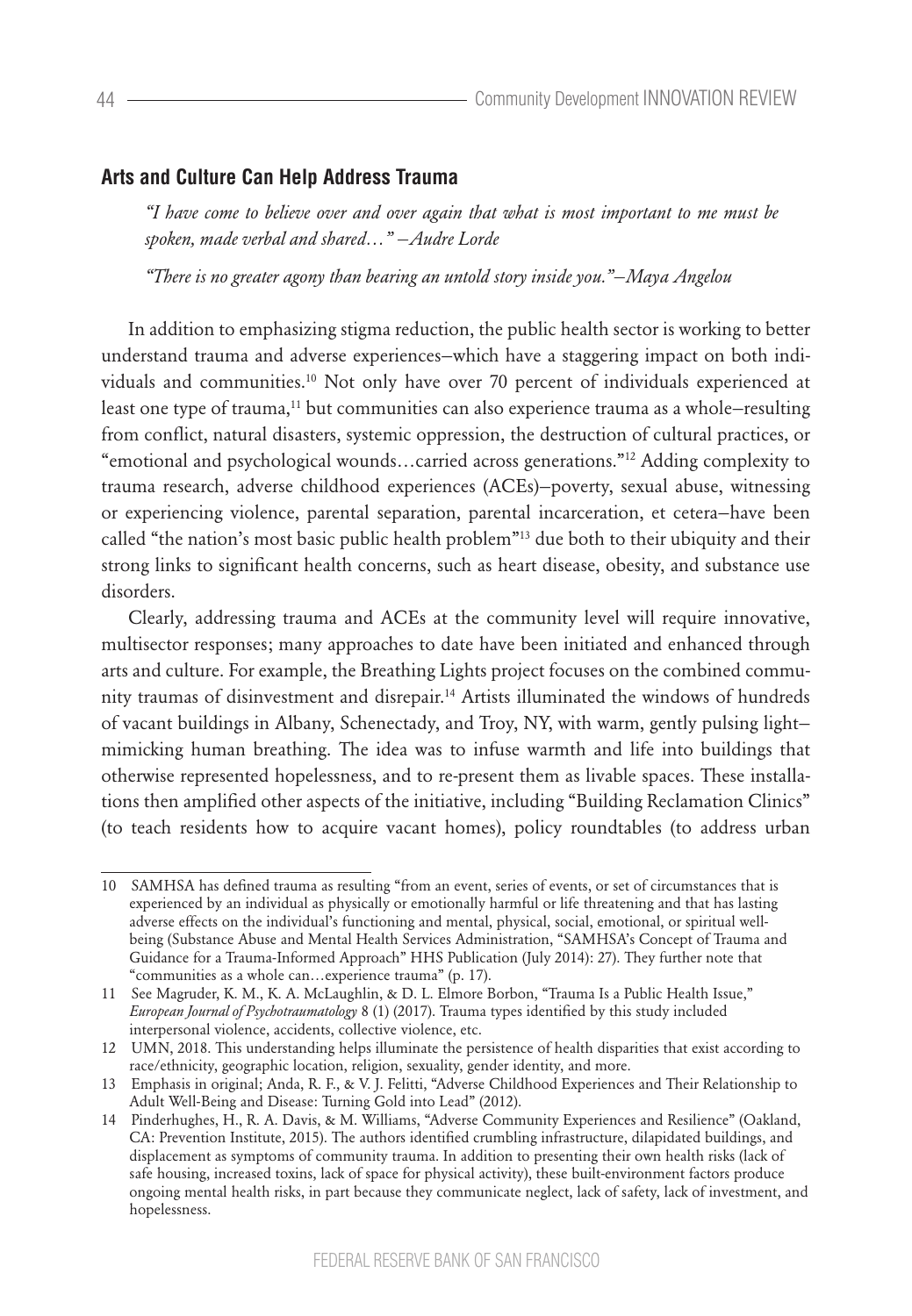## Arts and Culture Can Help Address Trauma

*"I have come to believe over and over again that what is most important to me must be spoken, made verbal and shared…" —Audre Lorde*

*"There is no greater agony than bearing an untold story inside you."—Maya Angelou*

In addition to emphasizing stigma reduction, the public health sector is working to better understand trauma and adverse experiences—which have a staggering impact on both individuals and communities.[10] Not only have over 70 percent of individuals experienced at least one type of trauma,[11] but communities can also experience trauma as a whole—resulting from conflict, natural disasters, systemic oppression, the destruction of cultural practices, or "emotional and psychological wounds…carried across generations."[12] Adding complexity to trauma research, adverse childhood experiences (ACEs)—poverty, sexual abuse, witnessing or experiencing violence, parental separation, parental incarceration, et cetera—have been called "the nation's most basic public health problem"[13] due both to their ubiquity and their strong links to significant health concerns, such as heart disease, obesity, and substance use disorders.

Clearly, addressing trauma and ACEs at the community level will require innovative, multisector responses; many approaches to date have been initiated and enhanced through arts and culture. For example, the Breathing Lights project focuses on the combined community traumas of disinvestment and disrepair.[14] Artists illuminated the windows of hundreds of vacant buildings in Albany, Schenectady, and Troy, NY, with warm, gently pulsing light—mimicking human breathing. The idea was to infuse warmth and life into buildings that otherwise represented hopelessness, and to re-present them as livable spaces. These installations then amplified other aspects of the initiative, including "Building Reclamation Clinics" (to teach residents how to acquire vacant homes), policy roundtables (to address urban

---

10 SAMHSA has defined trauma as resulting "from an event, series of events, or set of circumstances that is experienced by an individual as physically or emotionally harmful or life threatening and that has lasting adverse effects on the individual's functioning and mental, physical, social, emotional, or spiritual well-being (Substance Abuse and Mental Health Services Administration, "SAMHSA's Concept of Trauma and Guidance for a Trauma-Informed Approach" HHS Publication (July 2014): 27). They further note that "communities as a whole can…experience trauma" (p. 17).

11 See Magruder, K. M., K. A. McLaughlin, & D. L. Elmore Borbon, "Trauma Is a Public Health Issue," *European Journal of Psychotraumatology* 8 (1) (2017). Trauma types identified by this study included interpersonal violence, accidents, collective violence, etc.

12 UMN, 2018. This understanding helps illuminate the persistence of health disparities that exist according to race/ethnicity, geographic location, religion, sexuality, gender identity, and more.

13 Emphasis in original; Anda, R. F., & V. J. Felitti, "Adverse Childhood Experiences and Their Relationship to Adult Well-Being and Disease: Turning Gold into Lead" (2012).

14 Pinderhughes, H., R. A. Davis, & M. Williams, "Adverse Community Experiences and Resilience" (Oakland, CA: Prevention Institute, 2015). The authors identified crumbling infrastructure, dilapidated buildings, and displacement as symptoms of community trauma. In addition to presenting their own health risks (lack of safe housing, increased toxins, lack of space for physical activity), these built-environment factors produce ongoing mental health risks, in part because they communicate neglect, lack of safety, lack of investment, and hopelessness.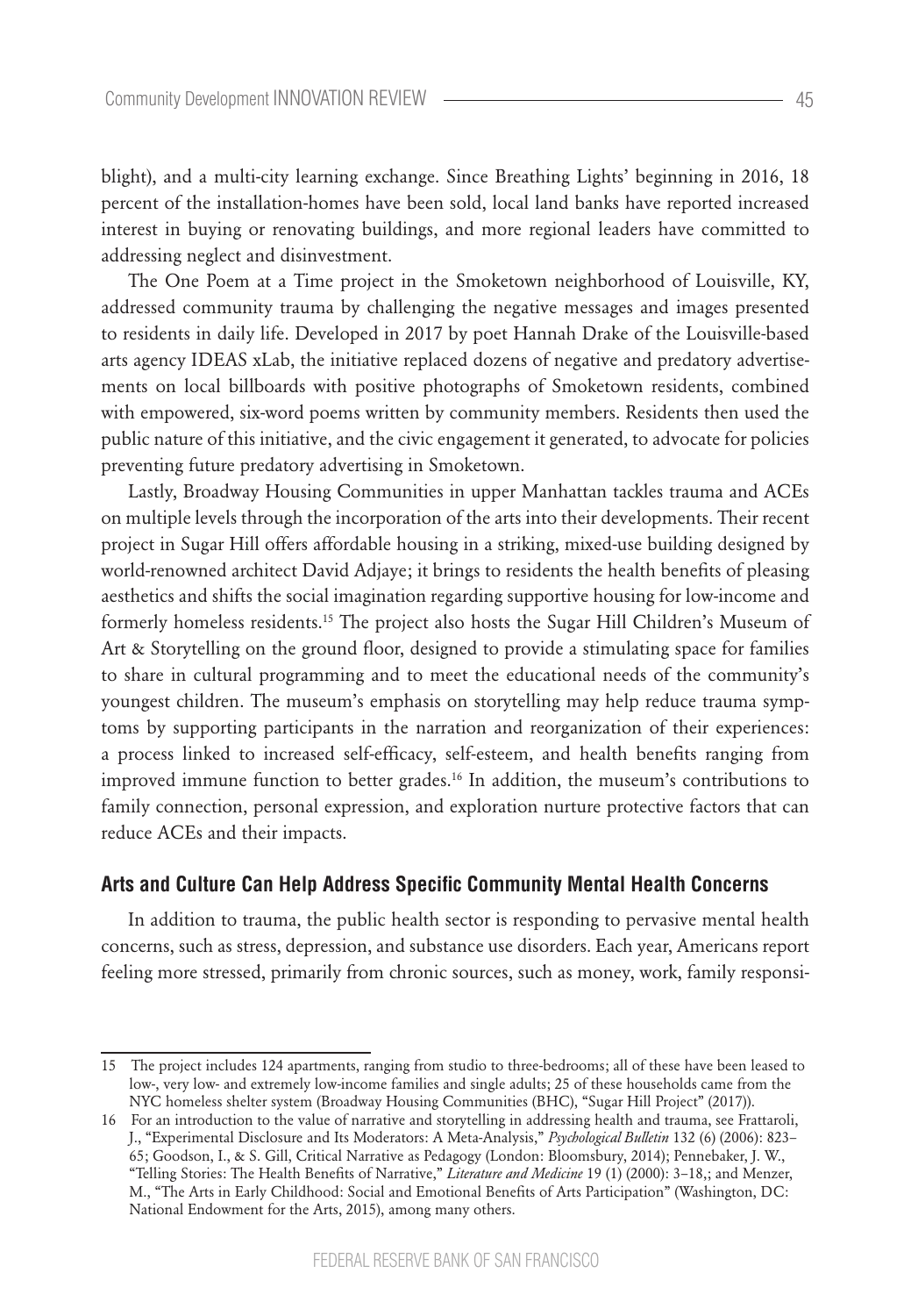blight), and a multi-city learning exchange. Since Breathing Lights' beginning in 2016, 18 percent of the installation-homes have been sold, local land banks have reported increased interest in buying or renovating buildings, and more regional leaders have committed to addressing neglect and disinvestment.

The One Poem at a Time project in the Smoketown neighborhood of Louisville, KY, addressed community trauma by challenging the negative messages and images presented to residents in daily life. Developed in 2017 by poet Hannah Drake of the Louisville-based arts agency IDEAS xLab, the initiative replaced dozens of negative and predatory advertisements on local billboards with positive photographs of Smoketown residents, combined with empowered, six-word poems written by community members. Residents then used the public nature of this initiative, and the civic engagement it generated, to advocate for policies preventing future predatory advertising in Smoketown.

Lastly, Broadway Housing Communities in upper Manhattan tackles trauma and ACEs on multiple levels through the incorporation of the arts into their developments. Their recent project in Sugar Hill offers affordable housing in a striking, mixed-use building designed by world-renowned architect David Adjaye; it brings to residents the health benefits of pleasing aesthetics and shifts the social imagination regarding supportive housing for low-income and formerly homeless residents.[15] The project also hosts the Sugar Hill Children's Museum of Art & Storytelling on the ground floor, designed to provide a stimulating space for families to share in cultural programming and to meet the educational needs of the community's youngest children. The museum's emphasis on storytelling may help reduce trauma symptoms by supporting participants in the narration and reorganization of their experiences: a process linked to increased self-efficacy, self-esteem, and health benefits ranging from improved immune function to better grades.[16] In addition, the museum's contributions to family connection, personal expression, and exploration nurture protective factors that can reduce ACEs and their impacts.

## Arts and Culture Can Help Address Specific Community Mental Health Concerns

In addition to trauma, the public health sector is responding to pervasive mental health concerns, such as stress, depression, and substance use disorders. Each year, Americans report feeling more stressed, primarily from chronic sources, such as money, work, family responsi-

---

15 The project includes 124 apartments, ranging from studio to three-bedrooms; all of these have been leased to low-, very low- and extremely low-income families and single adults; 25 of these households came from the NYC homeless shelter system (Broadway Housing Communities (BHC), "Sugar Hill Project" (2017)).

16 For an introduction to the value of narrative and storytelling in addressing health and trauma, see Frattaroli, J., "Experimental Disclosure and Its Moderators: A Meta-Analysis," *Psychological Bulletin* 132 (6) (2006): 823–65; Goodson, I., & S. Gill, Critical Narrative as Pedagogy (London: Bloomsbury, 2014); Pennebaker, J. W., "Telling Stories: The Health Benefits of Narrative," *Literature and Medicine* 19 (1) (2000): 3–18,; and Menzer, M., "The Arts in Early Childhood: Social and Emotional Benefits of Arts Participation" (Washington, DC: National Endowment for the Arts, 2015), among many others.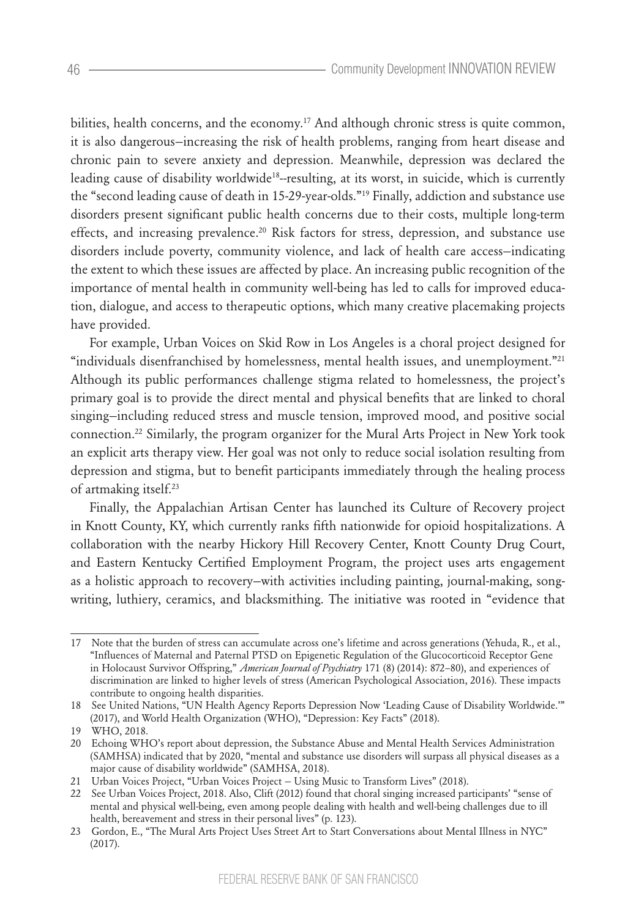bilities, health concerns, and the economy.[17] And although chronic stress is quite common, it is also dangerous–increasing the risk of health problems, ranging from heart disease and chronic pain to severe anxiety and depression. Meanwhile, depression was declared the leading cause of disability worldwide[18]--resulting, at its worst, in suicide, which is currently the "second leading cause of death in 15-29-year-olds."[19] Finally, addiction and substance use disorders present significant public health concerns due to their costs, multiple long-term effects, and increasing prevalence.[20] Risk factors for stress, depression, and substance use disorders include poverty, community violence, and lack of health care access–indicating the extent to which these issues are affected by place. An increasing public recognition of the importance of mental health in community well-being has led to calls for improved education, dialogue, and access to therapeutic options, which many creative placemaking projects have provided.

For example, Urban Voices on Skid Row in Los Angeles is a choral project designed for "individuals disenfranchised by homelessness, mental health issues, and unemployment."[21] Although its public performances challenge stigma related to homelessness, the project's primary goal is to provide the direct mental and physical benefits that are linked to choral singing–including reduced stress and muscle tension, improved mood, and positive social connection.[22] Similarly, the program organizer for the Mural Arts Project in New York took an explicit arts therapy view. Her goal was not only to reduce social isolation resulting from depression and stigma, but to benefit participants immediately through the healing process of artmaking itself.[23]

Finally, the Appalachian Artisan Center has launched its Culture of Recovery project in Knott County, KY, which currently ranks fifth nationwide for opioid hospitalizations. A collaboration with the nearby Hickory Hill Recovery Center, Knott County Drug Court, and Eastern Kentucky Certified Employment Program, the project uses arts engagement as a holistic approach to recovery–with activities including painting, journal-making, songwriting, luthiery, ceramics, and blacksmithing. The initiative was rooted in "evidence that

---

17 Note that the burden of stress can accumulate across one's lifetime and across generations (Yehuda, R., et al., "Influences of Maternal and Paternal PTSD on Epigenetic Regulation of the Glucocorticoid Receptor Gene in Holocaust Survivor Offspring," *American Journal of Psychiatry* 171 (8) (2014): 872–80), and experiences of discrimination are linked to higher levels of stress (American Psychological Association, 2016). These impacts contribute to ongoing health disparities.

18 See United Nations, "UN Health Agency Reports Depression Now 'Leading Cause of Disability Worldwide.'" (2017), and World Health Organization (WHO), "Depression: Key Facts" (2018).

19 WHO, 2018.

20 Echoing WHO's report about depression, the Substance Abuse and Mental Health Services Administration (SAMHSA) indicated that by 2020, "mental and substance use disorders will surpass all physical diseases as a major cause of disability worldwide" (SAMHSA, 2018).

21 Urban Voices Project, "Urban Voices Project – Using Music to Transform Lives" (2018).

22 See Urban Voices Project, 2018. Also, Clift (2012) found that choral singing increased participants' "sense of mental and physical well-being, even among people dealing with health and well-being challenges due to ill health, bereavement and stress in their personal lives" (p. 123).

23 Gordon, E., "The Mural Arts Project Uses Street Art to Start Conversations about Mental Illness in NYC" (2017).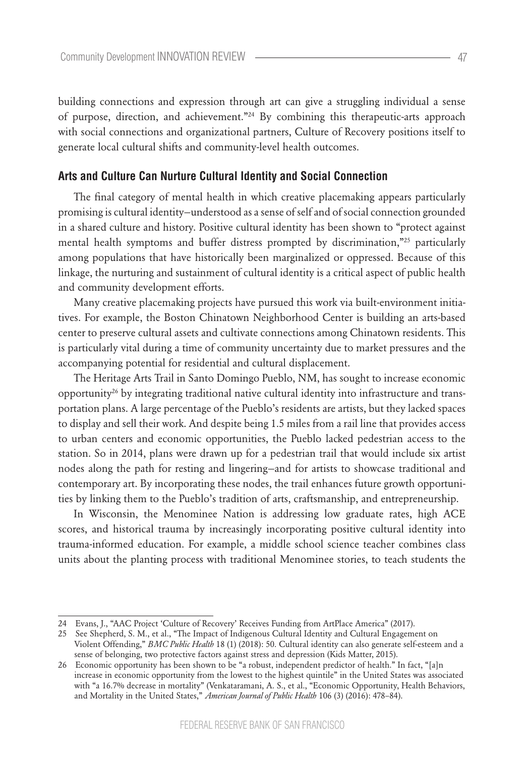building connections and expression through art can give a struggling individual a sense of purpose, direction, and achievement."[24] By combining this therapeutic-arts approach with social connections and organizational partners, Culture of Recovery positions itself to generate local cultural shifts and community-level health outcomes.

### Arts and Culture Can Nurture Cultural Identity and Social Connection

The final category of mental health in which creative placemaking appears particularly promising is cultural identity–understood as a sense of self and of social connection grounded in a shared culture and history. Positive cultural identity has been shown to "protect against mental health symptoms and buffer distress prompted by discrimination,"[25] particularly among populations that have historically been marginalized or oppressed. Because of this linkage, the nurturing and sustainment of cultural identity is a critical aspect of public health and community development efforts.

Many creative placemaking projects have pursued this work via built-environment initiatives. For example, the Boston Chinatown Neighborhood Center is building an arts-based center to preserve cultural assets and cultivate connections among Chinatown residents. This is particularly vital during a time of community uncertainty due to market pressures and the accompanying potential for residential and cultural displacement.

The Heritage Arts Trail in Santo Domingo Pueblo, NM, has sought to increase economic opportunity[26] by integrating traditional native cultural identity into infrastructure and transportation plans. A large percentage of the Pueblo's residents are artists, but they lacked spaces to display and sell their work. And despite being 1.5 miles from a rail line that provides access to urban centers and economic opportunities, the Pueblo lacked pedestrian access to the station. So in 2014, plans were drawn up for a pedestrian trail that would include six artist nodes along the path for resting and lingering–and for artists to showcase traditional and contemporary art. By incorporating these nodes, the trail enhances future growth opportunities by linking them to the Pueblo's tradition of arts, craftsmanship, and entrepreneurship.

In Wisconsin, the Menominee Nation is addressing low graduate rates, high ACE scores, and historical trauma by increasingly incorporating positive cultural identity into trauma-informed education. For example, a middle school science teacher combines class units about the planting process with traditional Menominee stories, to teach students the

---

24 Evans, J., "AAC Project 'Culture of Recovery' Receives Funding from ArtPlace America" (2017).

25 See Shepherd, S. M., et al., "The Impact of Indigenous Cultural Identity and Cultural Engagement on Violent Offending," *BMC Public Health* 18 (1) (2018): 50. Cultural identity can also generate self-esteem and a sense of belonging, two protective factors against stress and depression (Kids Matter, 2015).

26 Economic opportunity has been shown to be "a robust, independent predictor of health." In fact, "[a]n increase in economic opportunity from the lowest to the highest quintile" in the United States was associated with "a 16.7% decrease in mortality" (Venkataramani, A. S., et al., "Economic Opportunity, Health Behaviors, and Mortality in the United States," *American Journal of Public Health* 106 (3) (2016): 478–84).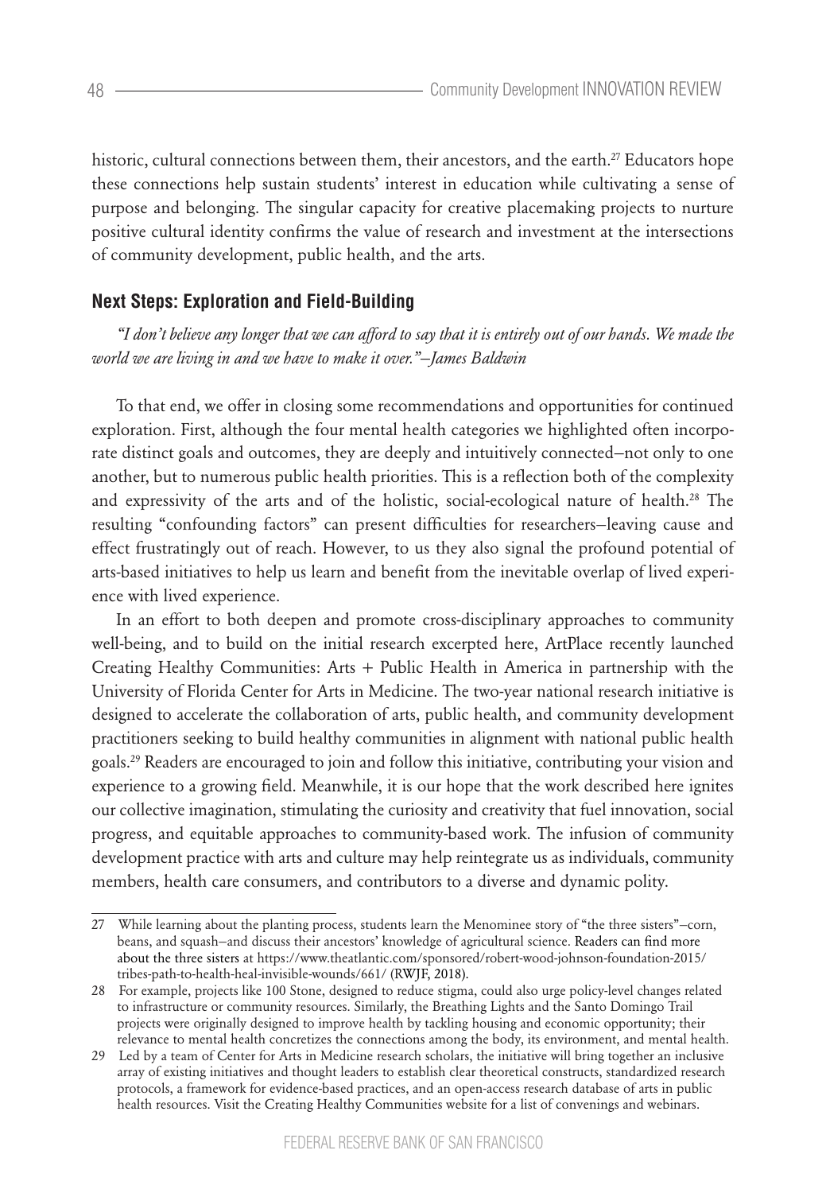historic, cultural connections between them, their ancestors, and the earth.[27] Educators hope these connections help sustain students' interest in education while cultivating a sense of purpose and belonging. The singular capacity for creative placemaking projects to nurture positive cultural identity confirms the value of research and investment at the intersections of community development, public health, and the arts.

## Next Steps: Exploration and Field-Building

*"I don't believe any longer that we can afford to say that it is entirely out of our hands. We made the world we are living in and we have to make it over."–James Baldwin*

To that end, we offer in closing some recommendations and opportunities for continued exploration. First, although the four mental health categories we highlighted often incorporate distinct goals and outcomes, they are deeply and intuitively connected–not only to one another, but to numerous public health priorities. This is a reflection both of the complexity and expressivity of the arts and of the holistic, social-ecological nature of health.[28] The resulting "confounding factors" can present difficulties for researchers–leaving cause and effect frustratingly out of reach. However, to us they also signal the profound potential of arts-based initiatives to help us learn and benefit from the inevitable overlap of lived experience with lived experience.

In an effort to both deepen and promote cross-disciplinary approaches to community well-being, and to build on the initial research excerpted here, ArtPlace recently launched Creating Healthy Communities: Arts + Public Health in America in partnership with the University of Florida Center for Arts in Medicine. The two-year national research initiative is designed to accelerate the collaboration of arts, public health, and community development practitioners seeking to build healthy communities in alignment with national public health goals.[29] Readers are encouraged to join and follow this initiative, contributing your vision and experience to a growing field. Meanwhile, it is our hope that the work described here ignites our collective imagination, stimulating the curiosity and creativity that fuel innovation, social progress, and equitable approaches to community-based work. The infusion of community development practice with arts and culture may help reintegrate us as individuals, community members, health care consumers, and contributors to a diverse and dynamic polity.

---

27 While learning about the planting process, students learn the Menominee story of "the three sisters"–corn, beans, and squash–and discuss their ancestors' knowledge of agricultural science. Readers can find more about the three sisters at https://www.theatlantic.com/sponsored/robert-wood-johnson-foundation-2015/tribes-path-to-health-heal-invisible-wounds/661/ (RWJF, 2018).

28 For example, projects like 100 Stone, designed to reduce stigma, could also urge policy-level changes related to infrastructure or community resources. Similarly, the Breathing Lights and the Santo Domingo Trail projects were originally designed to improve health by tackling housing and economic opportunity; their relevance to mental health concretizes the connections among the body, its environment, and mental health.

29 Led by a team of Center for Arts in Medicine research scholars, the initiative will bring together an inclusive array of existing initiatives and thought leaders to establish clear theoretical constructs, standardized research protocols, a framework for evidence-based practices, and an open-access research database of arts in public health resources. Visit the Creating Healthy Communities website for a list of convenings and webinars.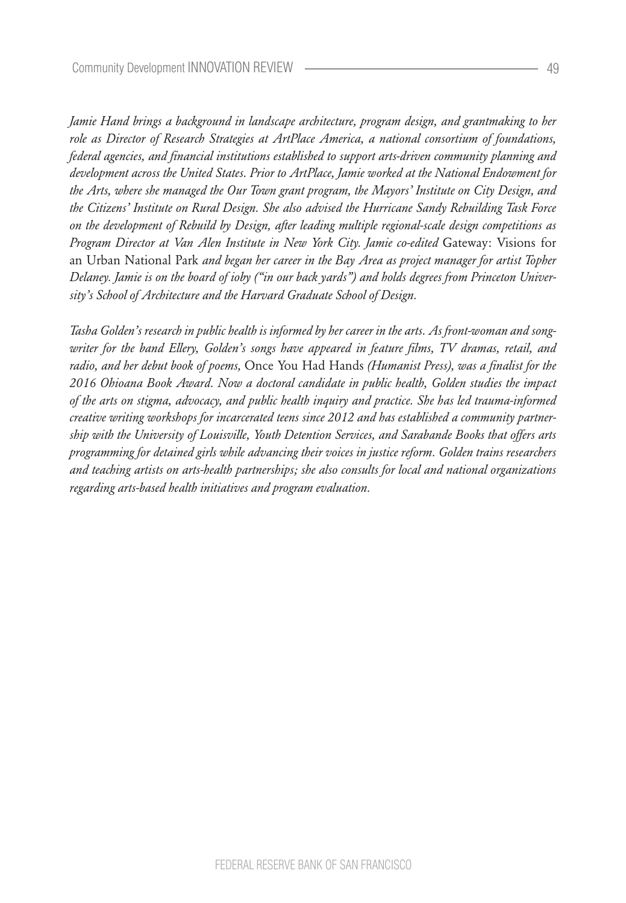*Jamie Hand brings a background in landscape architecture, program design, and grantmaking to her role as Director of Research Strategies at ArtPlace America, a national consortium of foundations, federal agencies, and financial institutions established to support arts-driven community planning and development across the United States. Prior to ArtPlace, Jamie worked at the National Endowment for the Arts, where she managed the Our Town grant program, the Mayors' Institute on City Design, and the Citizens' Institute on Rural Design. She also advised the Hurricane Sandy Rebuilding Task Force on the development of Rebuild by Design, after leading multiple regional-scale design competitions as Program Director at Van Alen Institute in New York City. Jamie co-edited* Gateway: Visions for an Urban National Park *and began her career in the Bay Area as project manager for artist Topher Delaney. Jamie is on the board of ioby ("in our back yards") and holds degrees from Princeton University's School of Architecture and the Harvard Graduate School of Design.*

*Tasha Golden's research in public health is informed by her career in the arts. As front-woman and songwriter for the band Ellery, Golden's songs have appeared in feature films, TV dramas, retail, and radio, and her debut book of poems,* Once You Had Hands *(Humanist Press), was a finalist for the 2016 Ohioana Book Award. Now a doctoral candidate in public health, Golden studies the impact of the arts on stigma, advocacy, and public health inquiry and practice. She has led trauma-informed creative writing workshops for incarcerated teens since 2012 and has established a community partnership with the University of Louisville, Youth Detention Services, and Sarabande Books that offers arts programming for detained girls while advancing their voices in justice reform. Golden trains researchers and teaching artists on arts-health partnerships; she also consults for local and national organizations regarding arts-based health initiatives and program evaluation.*